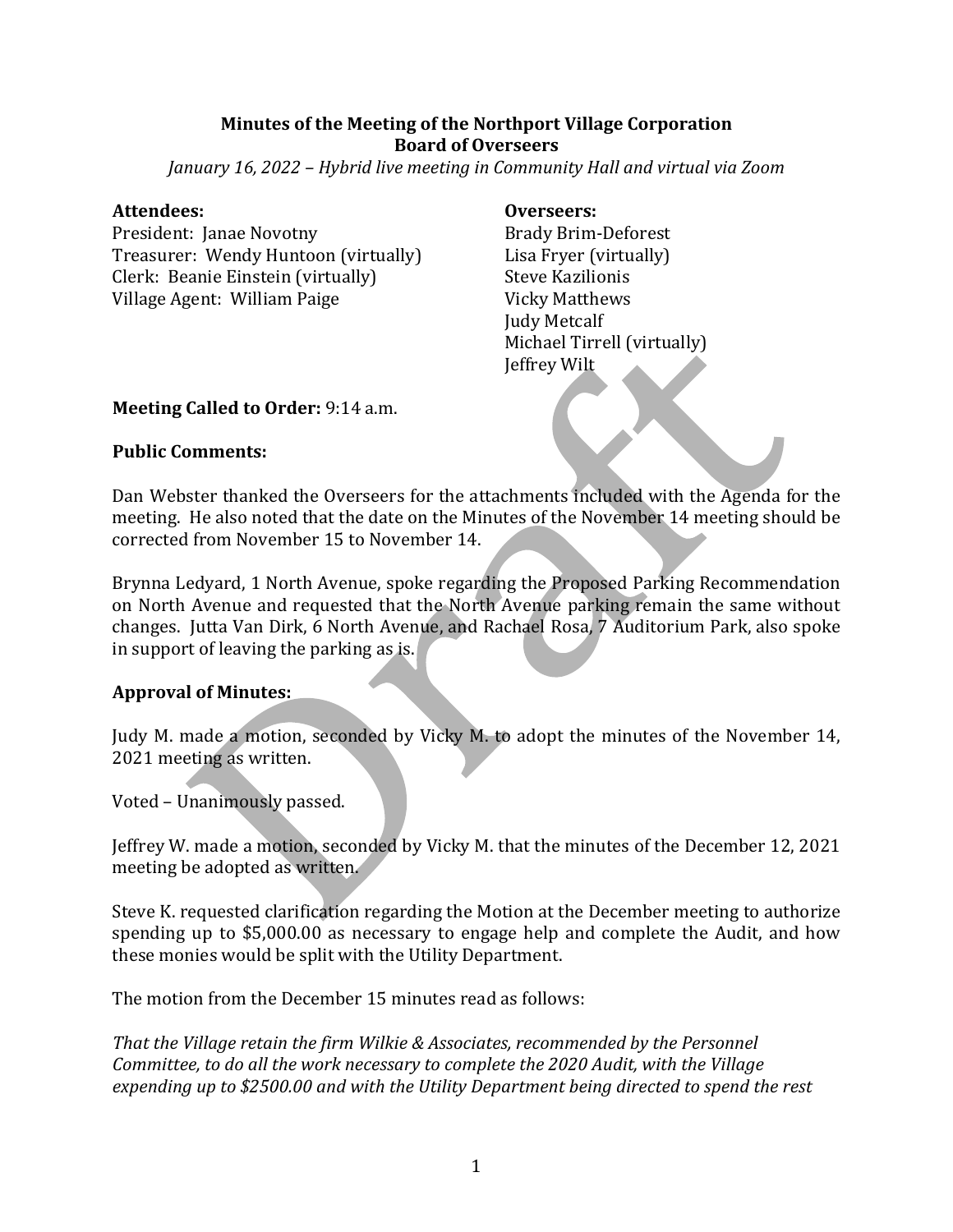# Minutes of the Meeting of the Northport Village Corporation
## Board of Overseers

*January 16, 2022 – Hybrid live meeting in Community Hall and virtual via Zoom*

**Attendees:**
President: Janae Novotny
Treasurer: Wendy Huntoon (virtually)
Clerk: Beanie Einstein (virtually)
Village Agent: William Paige

**Overseers:**
Brady Brim-Deforest
Lisa Fryer (virtually)
Steve Kazilionis
Vicky Matthews
Judy Metcalf
Michael Tirrell (virtually)
Jeffrey Wilt

**Meeting Called to Order:** 9:14 a.m.

**Public Comments:**

Dan Webster thanked the Overseers for the attachments included with the Agenda for the meeting. He also noted that the date on the Minutes of the November 14 meeting should be corrected from November 15 to November 14.

Brynna Ledyard, 1 North Avenue, spoke regarding the Proposed Parking Recommendation on North Avenue and requested that the North Avenue parking remain the same without changes. Jutta Van Dirk, 6 North Avenue, and Rachael Rosa, 7 Auditorium Park, also spoke in support of leaving the parking as is.

**Approval of Minutes:**

Judy M. made a motion, seconded by Vicky M. to adopt the minutes of the November 14, 2021 meeting as written.

Voted – Unanimously passed.

Jeffrey W. made a motion, seconded by Vicky M. that the minutes of the December 12, 2021 meeting be adopted as written.

Steve K. requested clarification regarding the Motion at the December meeting to authorize spending up to $5,000.00 as necessary to engage help and complete the Audit, and how these monies would be split with the Utility Department.

The motion from the December 15 minutes read as follows:

*That the Village retain the firm Wilkie & Associates, recommended by the Personnel Committee, to do all the work necessary to complete the 2020 Audit, with the Village expending up to $2500.00 and with the Utility Department being directed to spend the rest*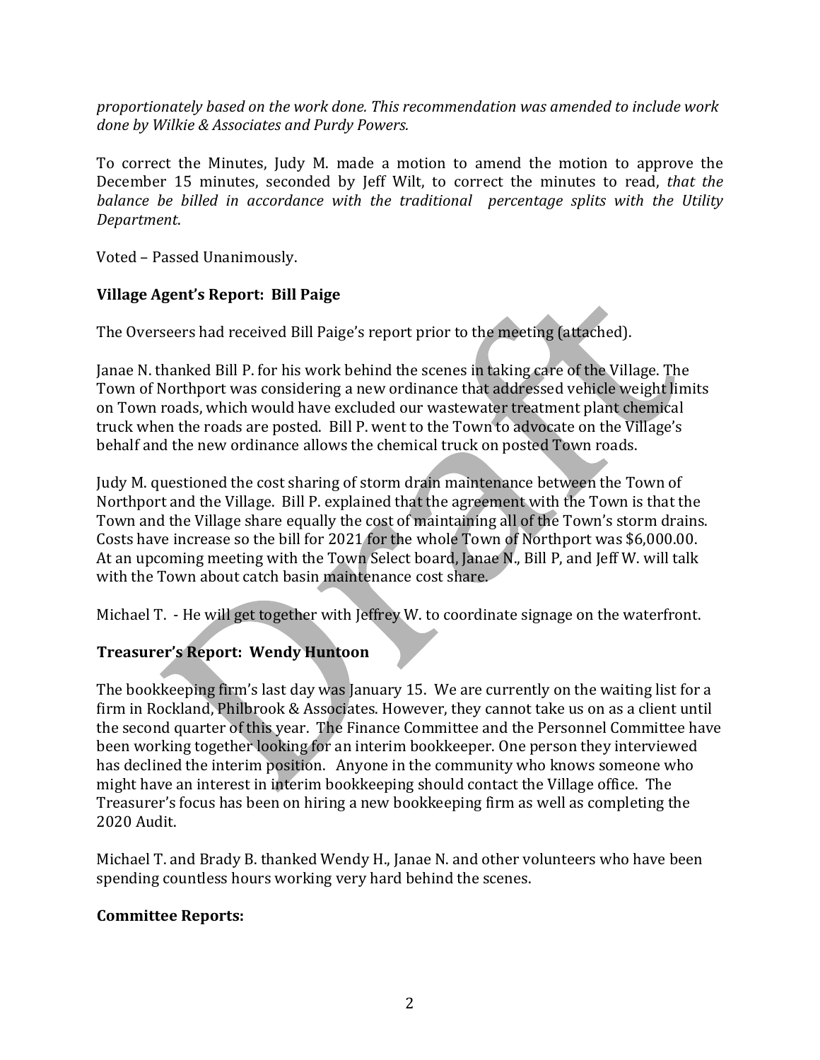*proportionately based on the work done. This recommendation was amended to include work done by Wilkie & Associates and Purdy Powers.*

To correct the Minutes, Judy M. made a motion to amend the motion to approve the December 15 minutes, seconded by Jeff Wilt, to correct the minutes to read, *that the balance be billed in accordance with the traditional percentage splits with the Utility Department*.

Voted – Passed Unanimously.

**Village Agent's Report: Bill Paige**

The Overseers had received Bill Paige's report prior to the meeting (attached).

Janae N. thanked Bill P. for his work behind the scenes in taking care of the Village. The Town of Northport was considering a new ordinance that addressed vehicle weight limits on Town roads, which would have excluded our wastewater treatment plant chemical truck when the roads are posted. Bill P. went to the Town to advocate on the Village's behalf and the new ordinance allows the chemical truck on posted Town roads.

Judy M. questioned the cost sharing of storm drain maintenance between the Town of Northport and the Village. Bill P. explained that the agreement with the Town is that the Town and the Village share equally the cost of maintaining all of the Town's storm drains. Costs have increase so the bill for 2021 for the whole Town of Northport was $6,000.00. At an upcoming meeting with the Town Select board, Janae N., Bill P, and Jeff W. will talk with the Town about catch basin maintenance cost share.

Michael T. - He will get together with Jeffrey W. to coordinate signage on the waterfront.

**Treasurer's Report: Wendy Huntoon**

The bookkeeping firm's last day was January 15. We are currently on the waiting list for a firm in Rockland, Philbrook & Associates. However, they cannot take us on as a client until the second quarter of this year. The Finance Committee and the Personnel Committee have been working together looking for an interim bookkeeper. One person they interviewed has declined the interim position. Anyone in the community who knows someone who might have an interest in interim bookkeeping should contact the Village office. The Treasurer's focus has been on hiring a new bookkeeping firm as well as completing the 2020 Audit.

Michael T. and Brady B. thanked Wendy H., Janae N. and other volunteers who have been spending countless hours working very hard behind the scenes.

**Committee Reports:**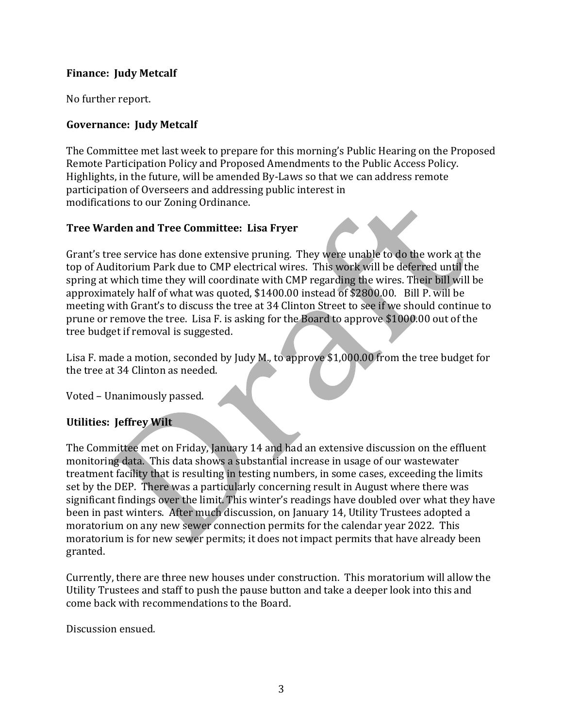**Finance: Judy Metcalf**

No further report.

**Governance: Judy Metcalf**

The Committee met last week to prepare for this morning's Public Hearing on the Proposed Remote Participation Policy and Proposed Amendments to the Public Access Policy. Highlights, in the future, will be amended By-Laws so that we can address remote participation of Overseers and addressing public interest in modifications to our Zoning Ordinance.

**Tree Warden and Tree Committee: Lisa Fryer**

Grant's tree service has done extensive pruning. They were unable to do the work at the top of Auditorium Park due to CMP electrical wires. This work will be deferred until the spring at which time they will coordinate with CMP regarding the wires. Their bill will be approximately half of what was quoted, $1400.00 instead of $2800.00. Bill P. will be meeting with Grant's to discuss the tree at 34 Clinton Street to see if we should continue to prune or remove the tree. Lisa F. is asking for the Board to approve $1000.00 out of the tree budget if removal is suggested.

Lisa F. made a motion, seconded by Judy M., to approve $1,000.00 from the tree budget for the tree at 34 Clinton as needed.

Voted – Unanimously passed.

**Utilities: Jeffrey Wilt**

The Committee met on Friday, January 14 and had an extensive discussion on the effluent monitoring data. This data shows a substantial increase in usage of our wastewater treatment facility that is resulting in testing numbers, in some cases, exceeding the limits set by the DEP. There was a particularly concerning result in August where there was significant findings over the limit. This winter's readings have doubled over what they have been in past winters. After much discussion, on January 14, Utility Trustees adopted a moratorium on any new sewer connection permits for the calendar year 2022. This moratorium is for new sewer permits; it does not impact permits that have already been granted.

Currently, there are three new houses under construction. This moratorium will allow the Utility Trustees and staff to push the pause button and take a deeper look into this and come back with recommendations to the Board.

Discussion ensued.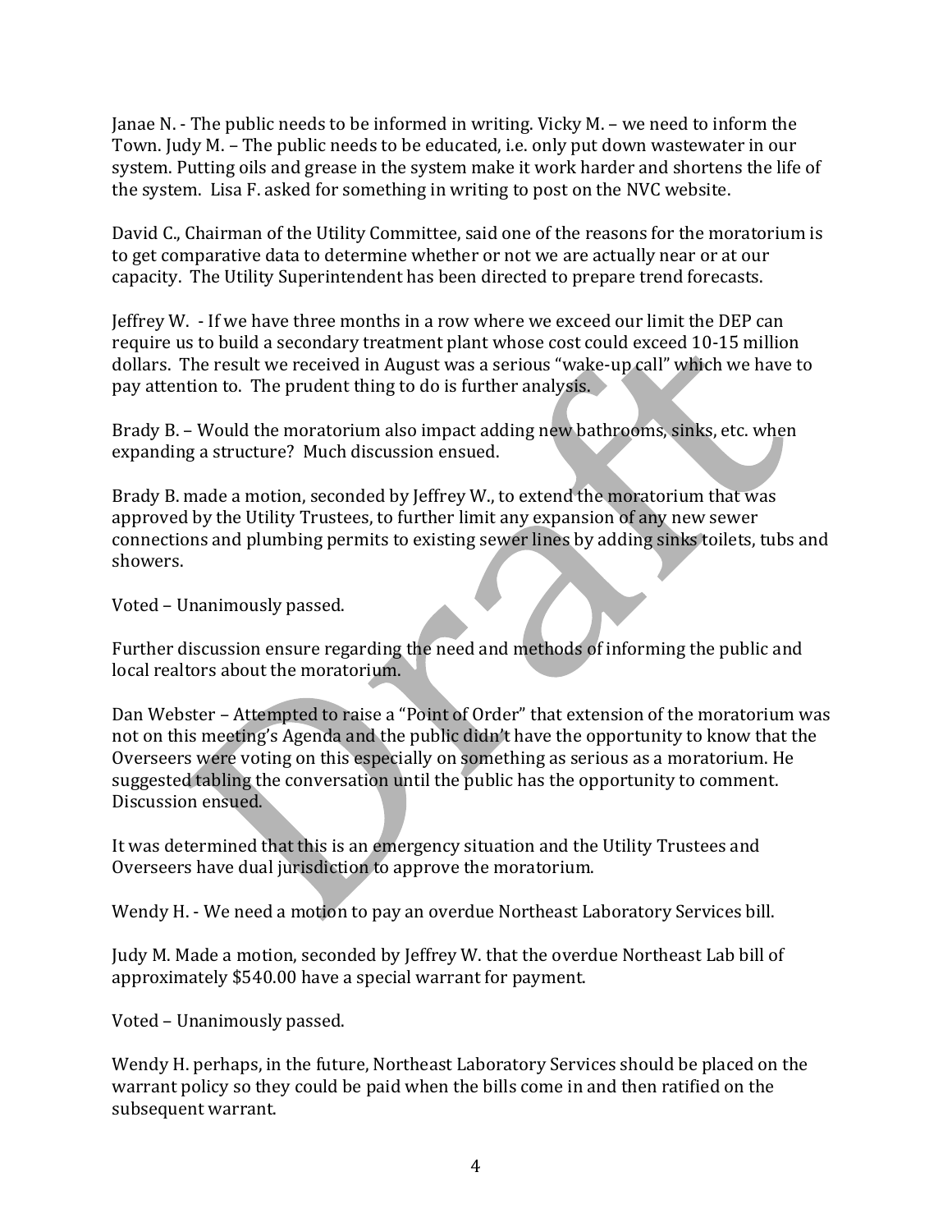Janae N. - The public needs to be informed in writing. Vicky M. – we need to inform the Town. Judy M. – The public needs to be educated, i.e. only put down wastewater in our system. Putting oils and grease in the system make it work harder and shortens the life of the system. Lisa F. asked for something in writing to post on the NVC website.

David C., Chairman of the Utility Committee, said one of the reasons for the moratorium is to get comparative data to determine whether or not we are actually near or at our capacity. The Utility Superintendent has been directed to prepare trend forecasts.

Jeffrey W. - If we have three months in a row where we exceed our limit the DEP can require us to build a secondary treatment plant whose cost could exceed 10-15 million dollars. The result we received in August was a serious "wake-up call" which we have to pay attention to. The prudent thing to do is further analysis.

Brady B. – Would the moratorium also impact adding new bathrooms, sinks, etc. when expanding a structure? Much discussion ensued.

Brady B. made a motion, seconded by Jeffrey W., to extend the moratorium that was approved by the Utility Trustees, to further limit any expansion of any new sewer connections and plumbing permits to existing sewer lines by adding sinks toilets, tubs and showers.

Voted – Unanimously passed.

Further discussion ensure regarding the need and methods of informing the public and local realtors about the moratorium.

Dan Webster – Attempted to raise a "Point of Order" that extension of the moratorium was not on this meeting's Agenda and the public didn't have the opportunity to know that the Overseers were voting on this especially on something as serious as a moratorium. He suggested tabling the conversation until the public has the opportunity to comment. Discussion ensued.

It was determined that this is an emergency situation and the Utility Trustees and Overseers have dual jurisdiction to approve the moratorium.

Wendy H. - We need a motion to pay an overdue Northeast Laboratory Services bill.

Judy M. Made a motion, seconded by Jeffrey W. that the overdue Northeast Lab bill of approximately $540.00 have a special warrant for payment.

Voted – Unanimously passed.

Wendy H. perhaps, in the future, Northeast Laboratory Services should be placed on the warrant policy so they could be paid when the bills come in and then ratified on the subsequent warrant.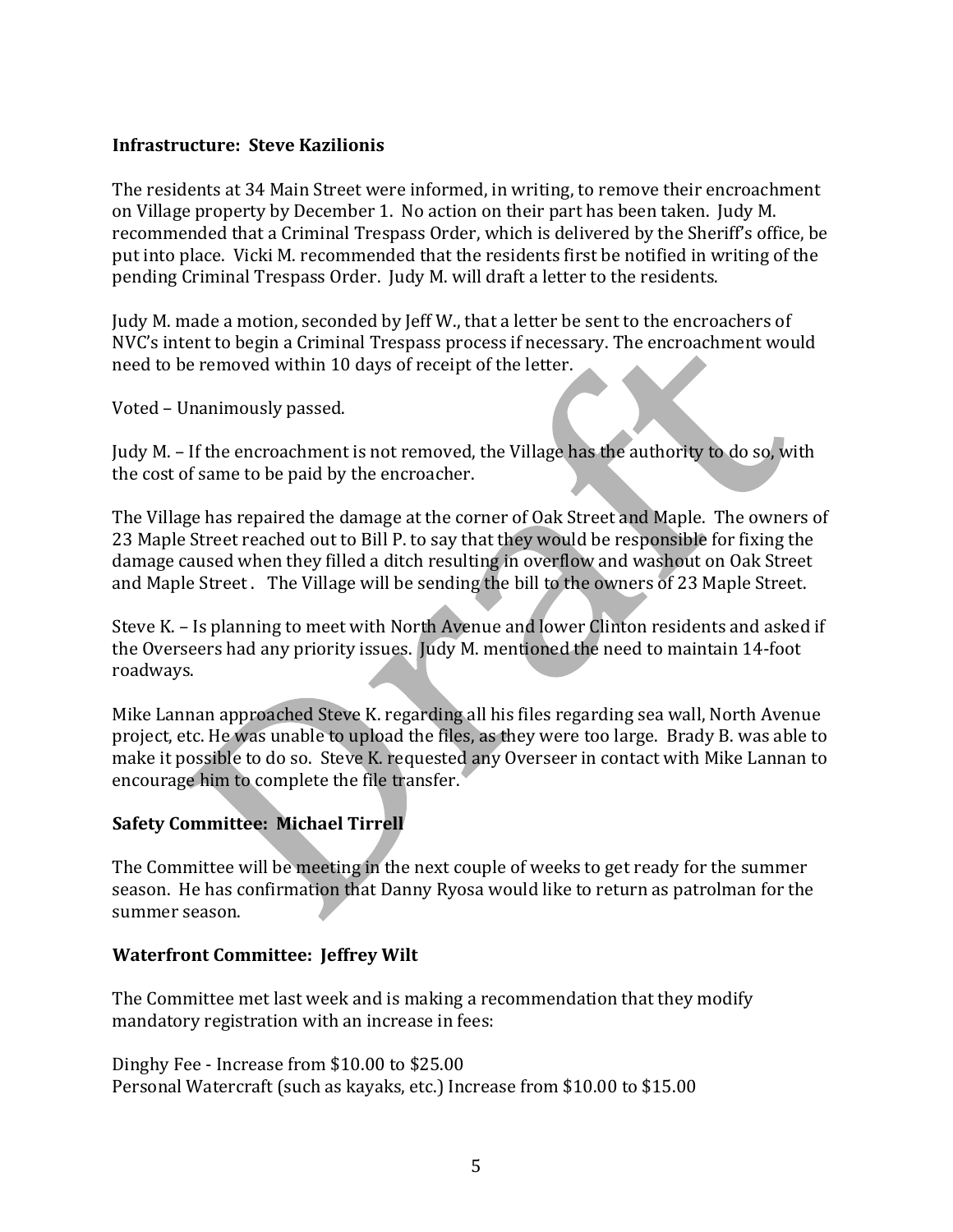**Infrastructure: Steve Kazilionis**

The residents at 34 Main Street were informed, in writing, to remove their encroachment on Village property by December 1. No action on their part has been taken. Judy M. recommended that a Criminal Trespass Order, which is delivered by the Sheriff's office, be put into place. Vicki M. recommended that the residents first be notified in writing of the pending Criminal Trespass Order. Judy M. will draft a letter to the residents.

Judy M. made a motion, seconded by Jeff W., that a letter be sent to the encroachers of NVC's intent to begin a Criminal Trespass process if necessary. The encroachment would need to be removed within 10 days of receipt of the letter.

Voted – Unanimously passed.

Judy M. – If the encroachment is not removed, the Village has the authority to do so, with the cost of same to be paid by the encroacher.

The Village has repaired the damage at the corner of Oak Street and Maple. The owners of 23 Maple Street reached out to Bill P. to say that they would be responsible for fixing the damage caused when they filled a ditch resulting in overflow and washout on Oak Street and Maple Street . The Village will be sending the bill to the owners of 23 Maple Street.

Steve K. – Is planning to meet with North Avenue and lower Clinton residents and asked if the Overseers had any priority issues. Judy M. mentioned the need to maintain 14-foot roadways.

Mike Lannan approached Steve K. regarding all his files regarding sea wall, North Avenue project, etc. He was unable to upload the files, as they were too large. Brady B. was able to make it possible to do so. Steve K. requested any Overseer in contact with Mike Lannan to encourage him to complete the file transfer.

**Safety Committee: Michael Tirrell**

The Committee will be meeting in the next couple of weeks to get ready for the summer season. He has confirmation that Danny Ryosa would like to return as patrolman for the summer season.

**Waterfront Committee: Jeffrey Wilt**

The Committee met last week and is making a recommendation that they modify mandatory registration with an increase in fees:

Dinghy Fee - Increase from $10.00 to $25.00
Personal Watercraft (such as kayaks, etc.) Increase from $10.00 to $15.00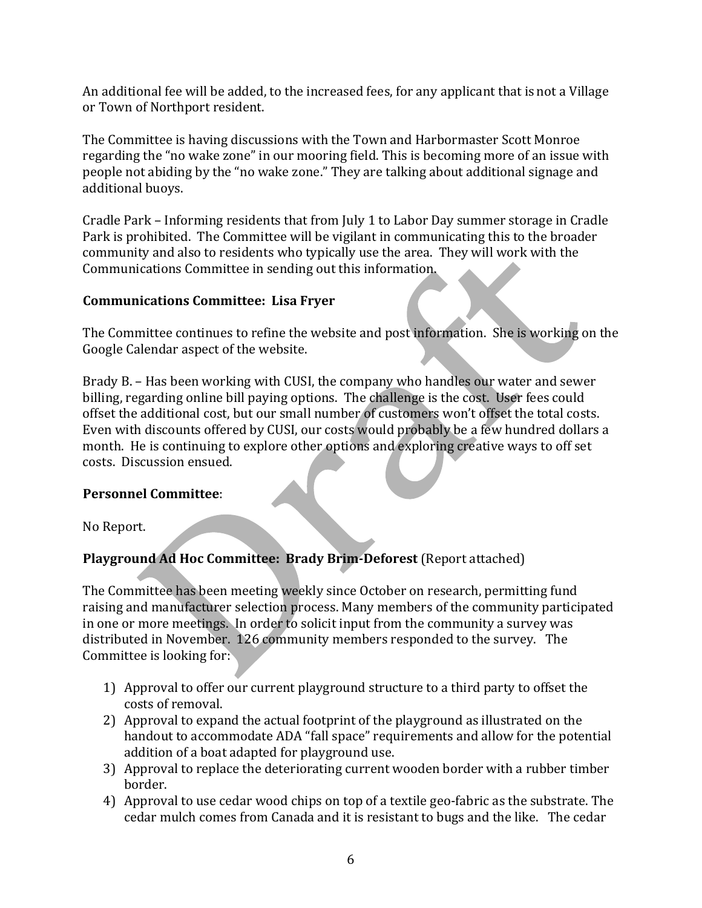An additional fee will be added, to the increased fees, for any applicant that is not a Village or Town of Northport resident.

The Committee is having discussions with the Town and Harbormaster Scott Monroe regarding the "no wake zone" in our mooring field. This is becoming more of an issue with people not abiding by the "no wake zone." They are talking about additional signage and additional buoys.

Cradle Park – Informing residents that from July 1 to Labor Day summer storage in Cradle Park is prohibited. The Committee will be vigilant in communicating this to the broader community and also to residents who typically use the area. They will work with the Communications Committee in sending out this information.

**Communications Committee: Lisa Fryer**

The Committee continues to refine the website and post information. She is working on the Google Calendar aspect of the website.

Brady B. – Has been working with CUSI, the company who handles our water and sewer billing, regarding online bill paying options. The challenge is the cost. User fees could offset the additional cost, but our small number of customers won't offset the total costs. Even with discounts offered by CUSI, our costs would probably be a few hundred dollars a month. He is continuing to explore other options and exploring creative ways to off set costs. Discussion ensued.

**Personnel Committee**:

No Report.

**Playground Ad Hoc Committee: Brady Brim-Deforest** (Report attached)

The Committee has been meeting weekly since October on research, permitting fund raising and manufacturer selection process. Many members of the community participated in one or more meetings. In order to solicit input from the community a survey was distributed in November. 126 community members responded to the survey. The Committee is looking for:

1) Approval to offer our current playground structure to a third party to offset the costs of removal.
2) Approval to expand the actual footprint of the playground as illustrated on the handout to accommodate ADA "fall space" requirements and allow for the potential addition of a boat adapted for playground use.
3) Approval to replace the deteriorating current wooden border with a rubber timber border.
4) Approval to use cedar wood chips on top of a textile geo-fabric as the substrate. The cedar mulch comes from Canada and it is resistant to bugs and the like. The cedar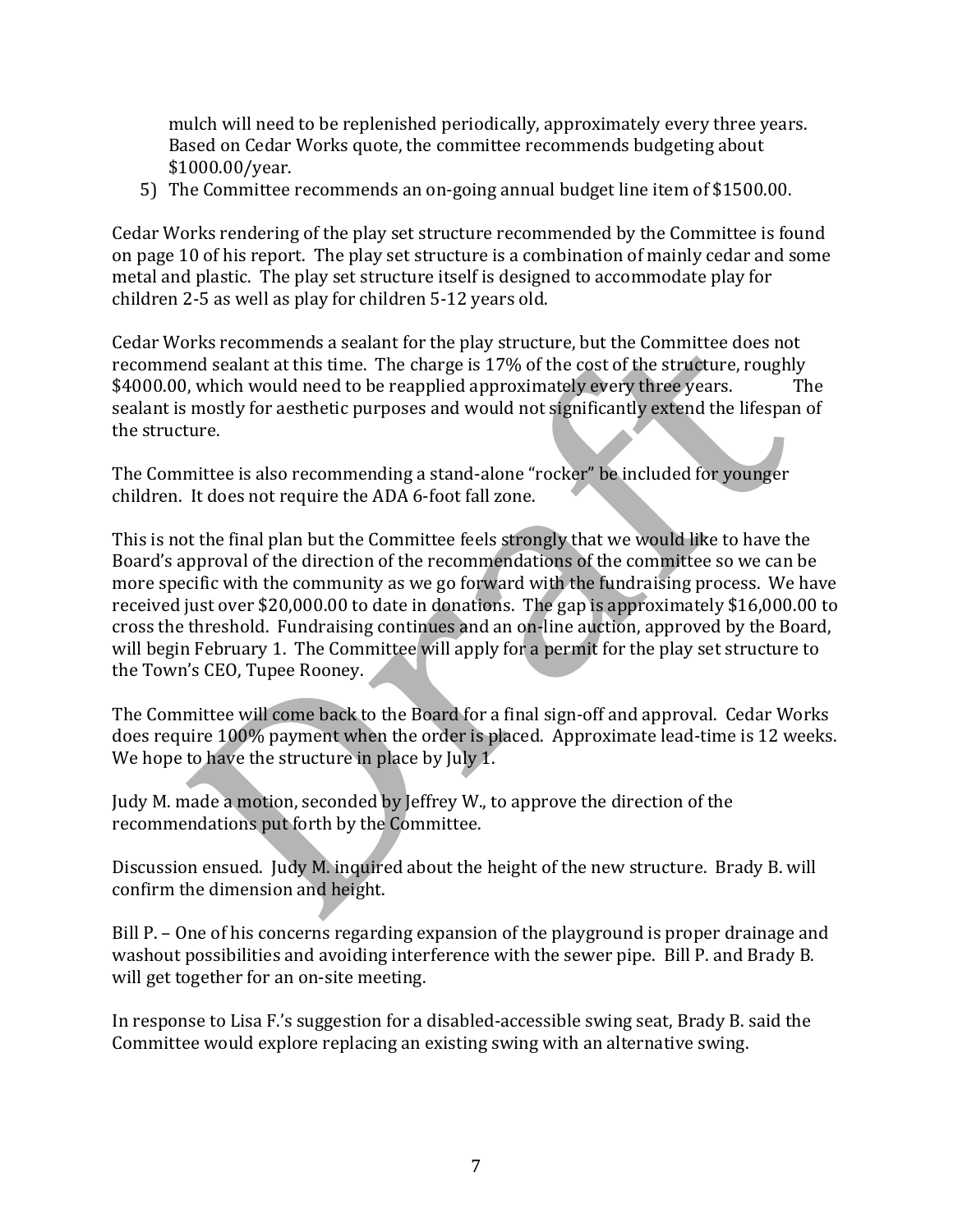mulch will need to be replenished periodically, approximately every three years. Based on Cedar Works quote, the committee recommends budgeting about $1000.00/year.

5) The Committee recommends an on-going annual budget line item of $1500.00.

Cedar Works rendering of the play set structure recommended by the Committee is found on page 10 of his report. The play set structure is a combination of mainly cedar and some metal and plastic. The play set structure itself is designed to accommodate play for children 2-5 as well as play for children 5-12 years old.

Cedar Works recommends a sealant for the play structure, but the Committee does not recommend sealant at this time. The charge is 17% of the cost of the structure, roughly $4000.00, which would need to be reapplied approximately every three years. The sealant is mostly for aesthetic purposes and would not significantly extend the lifespan of the structure.

The Committee is also recommending a stand-alone "rocker" be included for younger children. It does not require the ADA 6-foot fall zone.

This is not the final plan but the Committee feels strongly that we would like to have the Board's approval of the direction of the recommendations of the committee so we can be more specific with the community as we go forward with the fundraising process. We have received just over $20,000.00 to date in donations. The gap is approximately $16,000.00 to cross the threshold. Fundraising continues and an on-line auction, approved by the Board, will begin February 1. The Committee will apply for a permit for the play set structure to the Town's CEO, Tupee Rooney.

The Committee will come back to the Board for a final sign-off and approval. Cedar Works does require 100% payment when the order is placed. Approximate lead-time is 12 weeks. We hope to have the structure in place by July 1.

Judy M. made a motion, seconded by Jeffrey W., to approve the direction of the recommendations put forth by the Committee.

Discussion ensued. Judy M. inquired about the height of the new structure. Brady B. will confirm the dimension and height.

Bill P. – One of his concerns regarding expansion of the playground is proper drainage and washout possibilities and avoiding interference with the sewer pipe. Bill P. and Brady B. will get together for an on-site meeting.

In response to Lisa F.'s suggestion for a disabled-accessible swing seat, Brady B. said the Committee would explore replacing an existing swing with an alternative swing.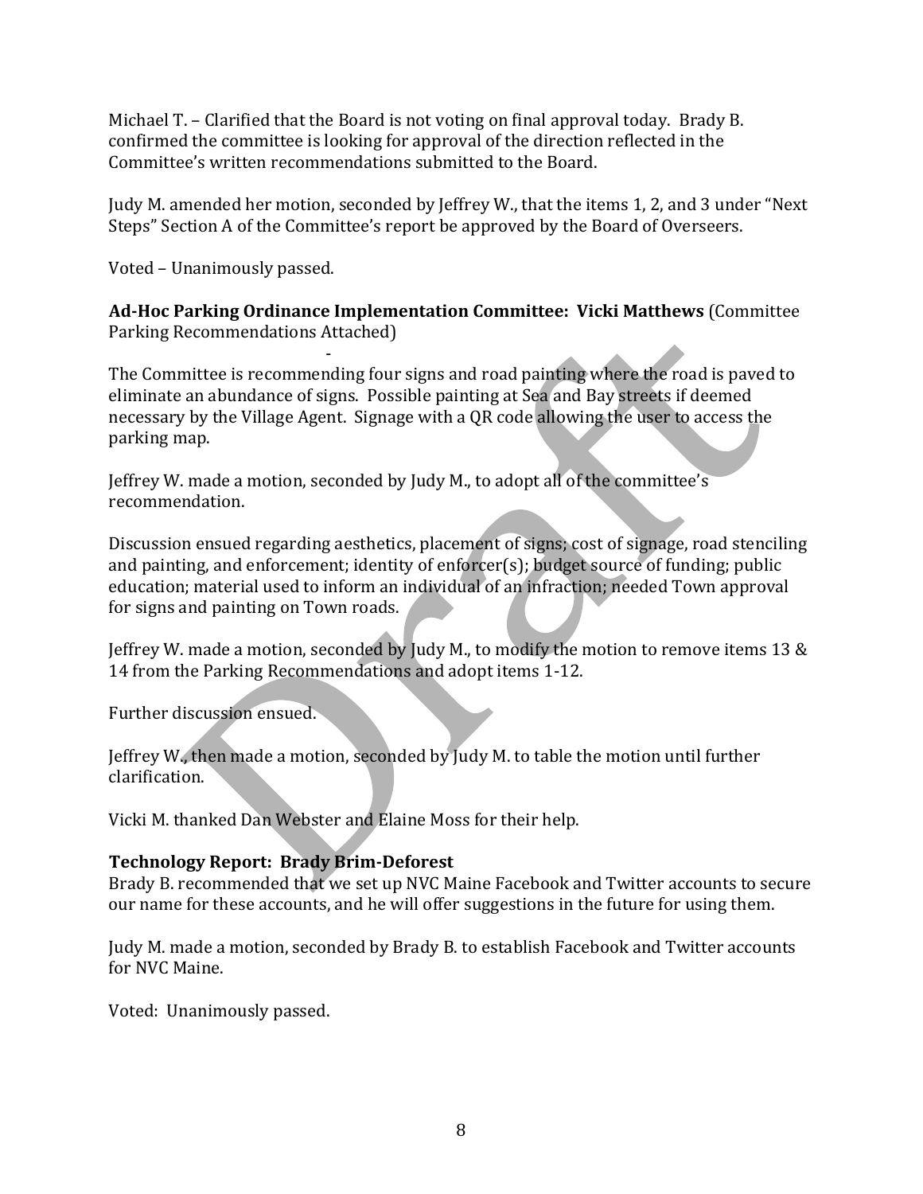Michael T. – Clarified that the Board is not voting on final approval today. Brady B. confirmed the committee is looking for approval of the direction reflected in the Committee's written recommendations submitted to the Board.

Judy M. amended her motion, seconded by Jeffrey W., that the items 1, 2, and 3 under "Next Steps" Section A of the Committee's report be approved by the Board of Overseers.

Voted – Unanimously passed.

**Ad-Hoc Parking Ordinance Implementation Committee: Vicki Matthews** (Committee Parking Recommendations Attached)

The Committee is recommending four signs and road painting where the road is paved to eliminate an abundance of signs. Possible painting at Sea and Bay streets if deemed necessary by the Village Agent. Signage with a QR code allowing the user to access the parking map.

Jeffrey W. made a motion, seconded by Judy M., to adopt all of the committee's recommendation.

Discussion ensued regarding aesthetics, placement of signs; cost of signage, road stenciling and painting, and enforcement; identity of enforcer(s); budget source of funding; public education; material used to inform an individual of an infraction; needed Town approval for signs and painting on Town roads.

Jeffrey W. made a motion, seconded by Judy M., to modify the motion to remove items 13 & 14 from the Parking Recommendations and adopt items 1-12.

Further discussion ensued.

Jeffrey W., then made a motion, seconded by Judy M. to table the motion until further clarification.

Vicki M. thanked Dan Webster and Elaine Moss for their help.

**Technology Report: Brady Brim-Deforest**

Brady B. recommended that we set up NVC Maine Facebook and Twitter accounts to secure our name for these accounts, and he will offer suggestions in the future for using them.

Judy M. made a motion, seconded by Brady B. to establish Facebook and Twitter accounts for NVC Maine.

Voted: Unanimously passed.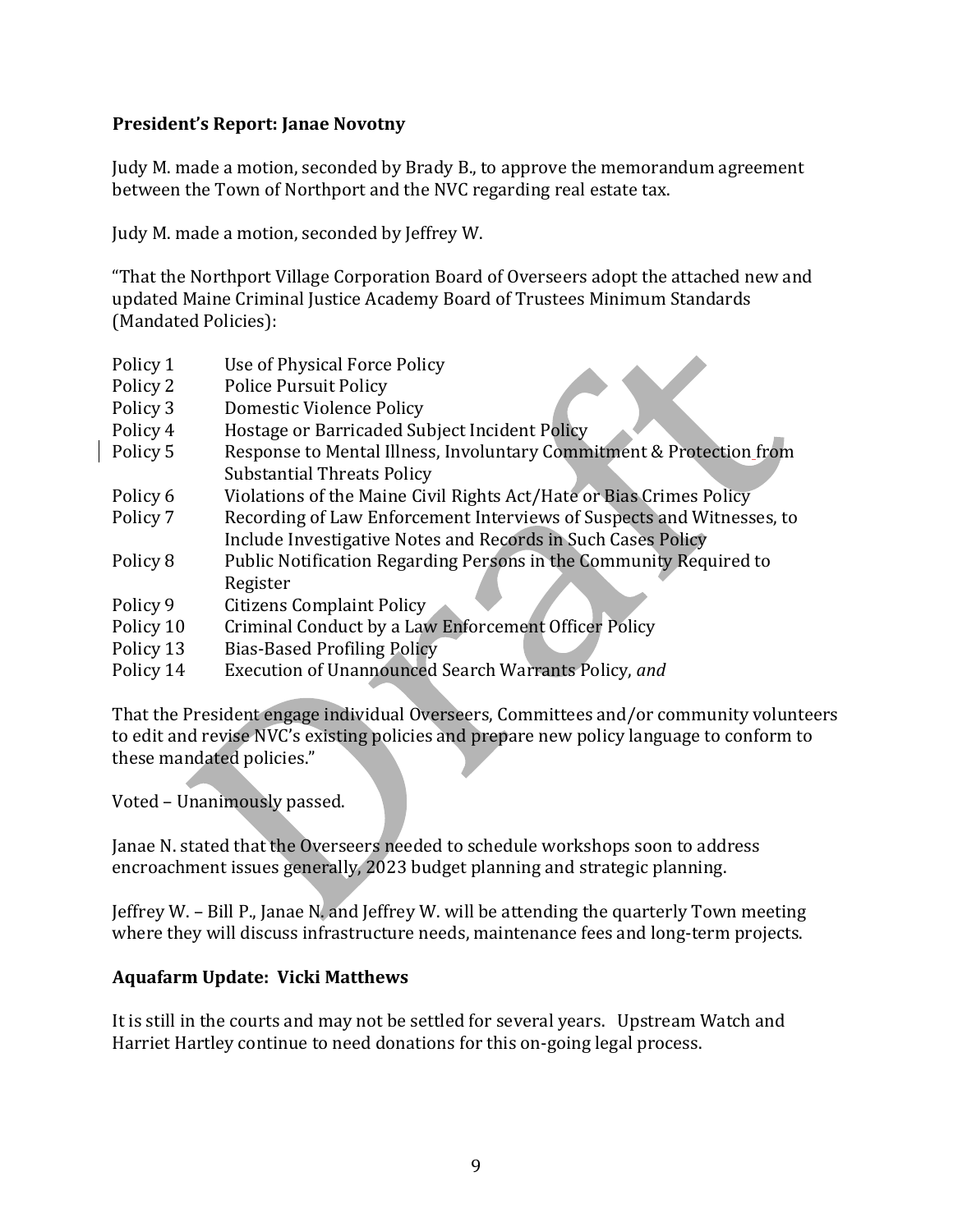**President's Report: Janae Novotny**

Judy M. made a motion, seconded by Brady B., to approve the memorandum agreement between the Town of Northport and the NVC regarding real estate tax.

Judy M. made a motion, seconded by Jeffrey W.

"That the Northport Village Corporation Board of Overseers adopt the attached new and updated Maine Criminal Justice Academy Board of Trustees Minimum Standards (Mandated Policies):

| | |
|---|---|
| Policy 1 | Use of Physical Force Policy |
| Policy 2 | Police Pursuit Policy |
| Policy 3 | Domestic Violence Policy |
| Policy 4 | Hostage or Barricaded Subject Incident Policy |
| Policy 5 | Response to Mental Illness, Involuntary Commitment & Protection from Substantial Threats Policy |
| Policy 6 | Violations of the Maine Civil Rights Act/Hate or Bias Crimes Policy |
| Policy 7 | Recording of Law Enforcement Interviews of Suspects and Witnesses, to Include Investigative Notes and Records in Such Cases Policy |
| Policy 8 | Public Notification Regarding Persons in the Community Required to Register |
| Policy 9 | Citizens Complaint Policy |
| Policy 10 | Criminal Conduct by a Law Enforcement Officer Policy |
| Policy 13 | Bias-Based Profiling Policy |
| Policy 14 | Execution of Unannounced Search Warrants Policy, *and* |

That the President engage individual Overseers, Committees and/or community volunteers to edit and revise NVC's existing policies and prepare new policy language to conform to these mandated policies."

Voted – Unanimously passed.

Janae N. stated that the Overseers needed to schedule workshops soon to address encroachment issues generally, 2023 budget planning and strategic planning.

Jeffrey W. – Bill P., Janae N. and Jeffrey W. will be attending the quarterly Town meeting where they will discuss infrastructure needs, maintenance fees and long-term projects.

**Aquafarm Update: Vicki Matthews**

It is still in the courts and may not be settled for several years. Upstream Watch and Harriet Hartley continue to need donations for this on-going legal process.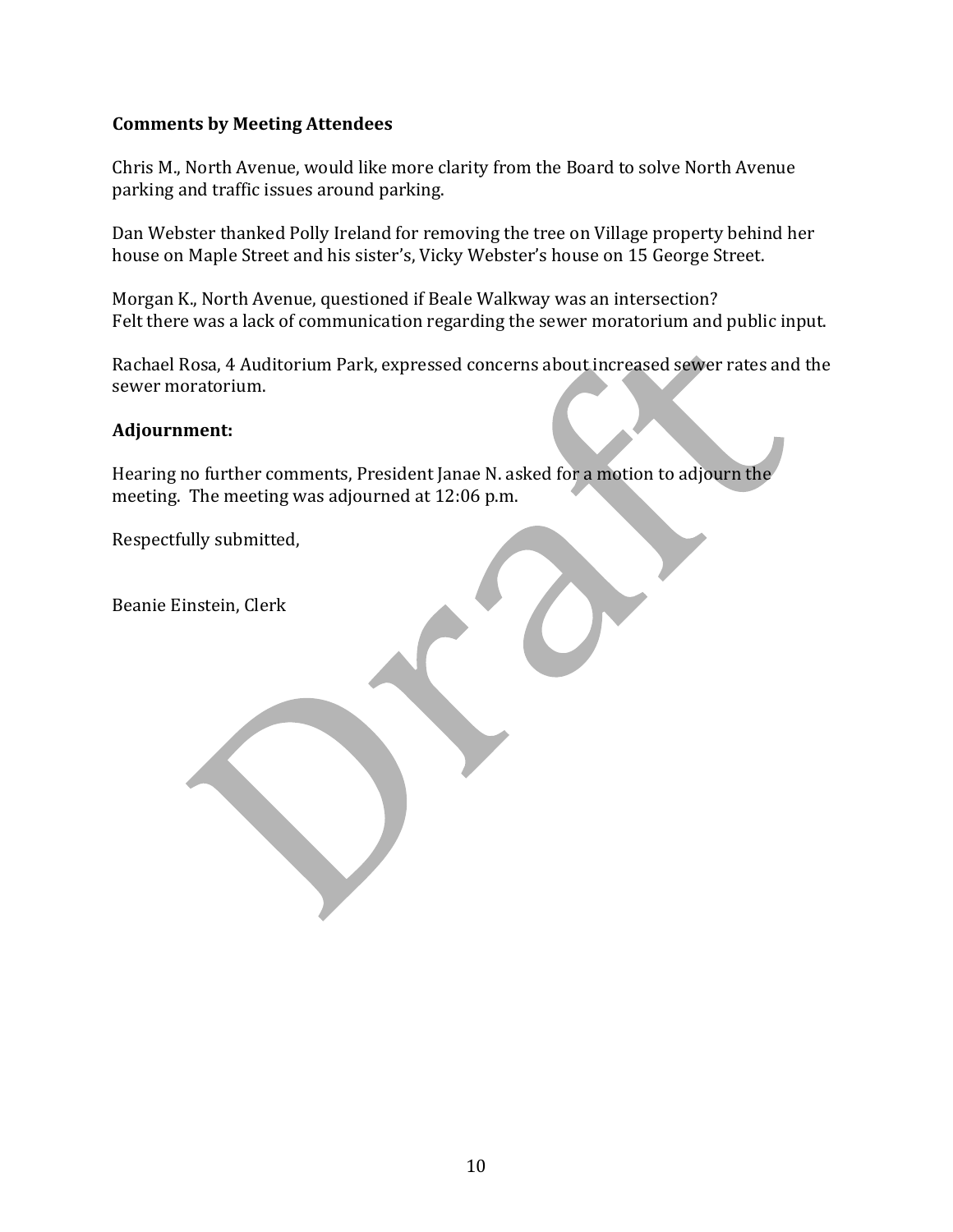**Comments by Meeting Attendees**

Chris M., North Avenue, would like more clarity from the Board to solve North Avenue parking and traffic issues around parking.

Dan Webster thanked Polly Ireland for removing the tree on Village property behind her house on Maple Street and his sister's, Vicky Webster's house on 15 George Street.

Morgan K., North Avenue, questioned if Beale Walkway was an intersection?
Felt there was a lack of communication regarding the sewer moratorium and public input.

Rachael Rosa, 4 Auditorium Park, expressed concerns about increased sewer rates and the sewer moratorium.

**Adjournment:**

Hearing no further comments, President Janae N. asked for a motion to adjourn the meeting. The meeting was adjourned at 12:06 p.m.

Respectfully submitted,

Beanie Einstein, Clerk

Draft